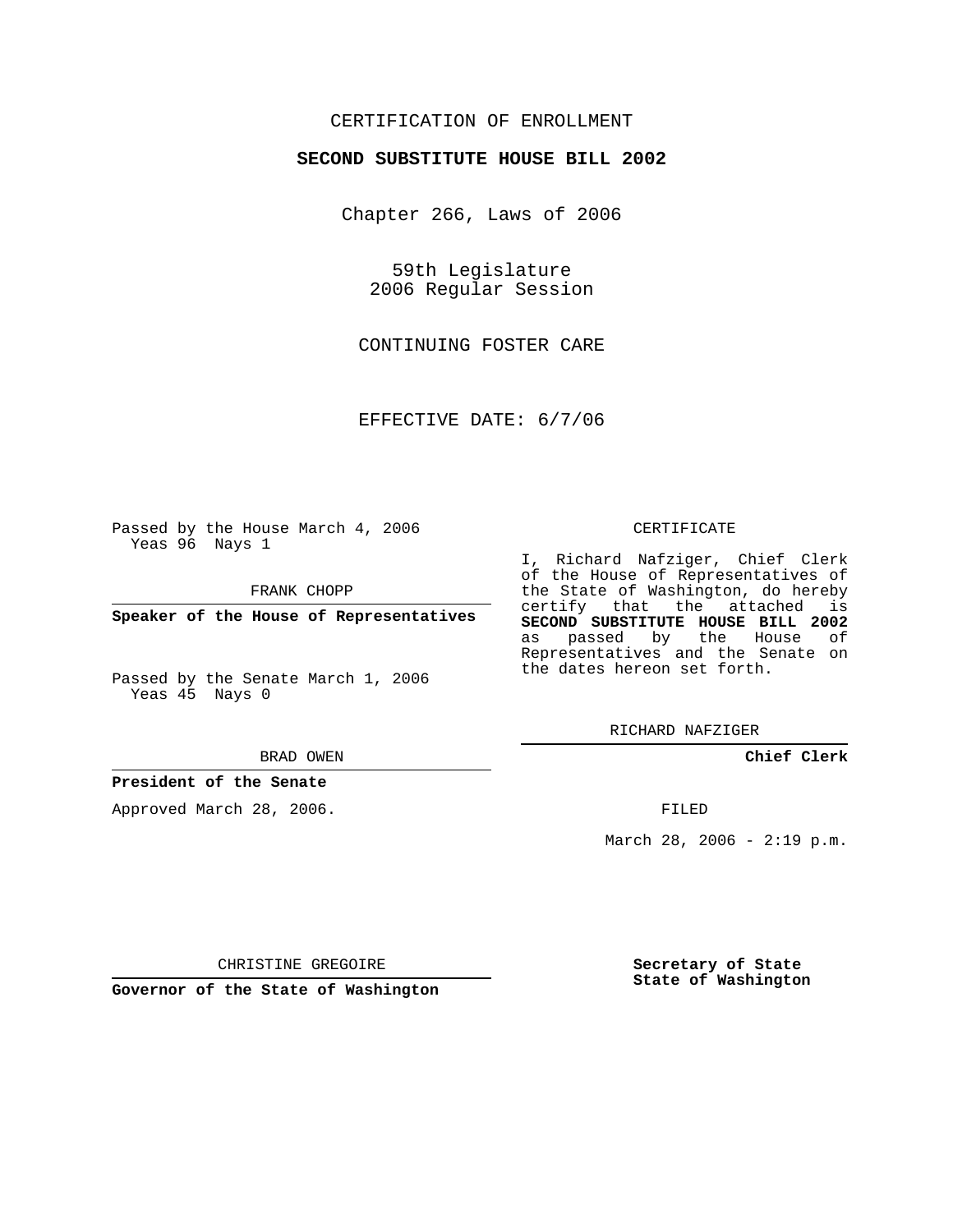CERTIFICATION OF ENROLLMENT

**SECOND SUBSTITUTE HOUSE BILL 2002**

Chapter 266, Laws of 2006

59th Legislature
2006 Regular Session

CONTINUING FOSTER CARE

EFFECTIVE DATE: 6/7/06

Passed by the House March 4, 2006
Yeas 96 Nays 1

FRANK CHOPP

**Speaker of the House of Representatives**

Passed by the Senate March 1, 2006
Yeas 45 Nays 0

BRAD OWEN

**President of the Senate**

Approved March 28, 2006.

CHRISTINE GREGOIRE

**Governor of the State of Washington**

CERTIFICATE

I, Richard Nafziger, Chief Clerk of the House of Representatives of the State of Washington, do hereby certify that the attached is **SECOND SUBSTITUTE HOUSE BILL 2002** as passed by the House of Representatives and the Senate on the dates hereon set forth.

RICHARD NAFZIGER

**Chief Clerk**

FILED

March 28, 2006 - 2:19 p.m.

**Secretary of State**
**State of Washington**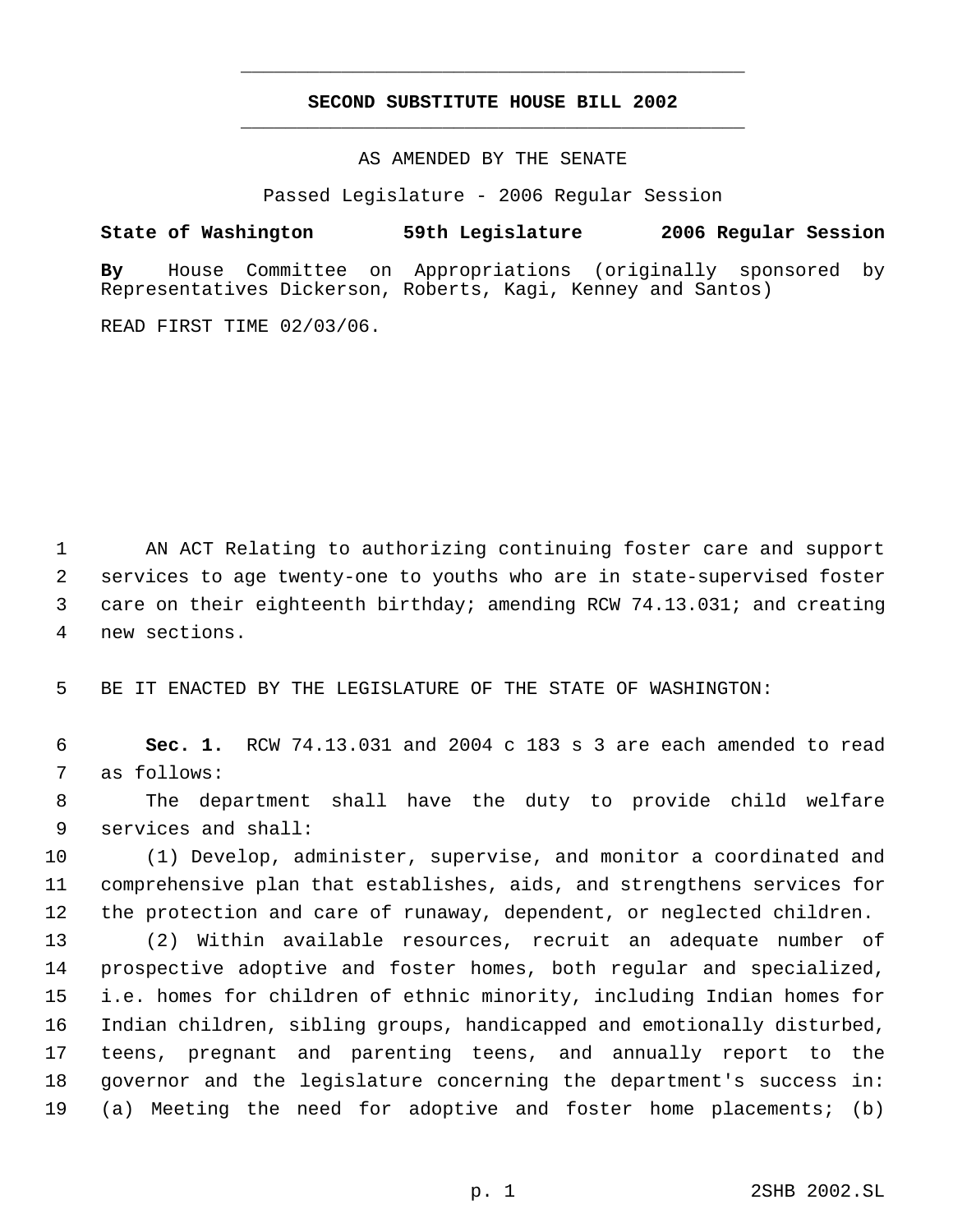# SECOND SUBSTITUTE HOUSE BILL 2002

AS AMENDED BY THE SENATE

Passed Legislature - 2006 Regular Session

**State of Washington 59th Legislature 2006 Regular Session**

**By** House Committee on Appropriations (originally sponsored by Representatives Dickerson, Roberts, Kagi, Kenney and Santos)

READ FIRST TIME 02/03/06.

AN ACT Relating to authorizing continuing foster care and support services to age twenty-one to youths who are in state-supervised foster care on their eighteenth birthday; amending RCW 74.13.031; and creating new sections.

BE IT ENACTED BY THE LEGISLATURE OF THE STATE OF WASHINGTON:

**Sec. 1.** RCW 74.13.031 and 2004 c 183 s 3 are each amended to read as follows:

The department shall have the duty to provide child welfare services and shall:

(1) Develop, administer, supervise, and monitor a coordinated and comprehensive plan that establishes, aids, and strengthens services for the protection and care of runaway, dependent, or neglected children.

(2) Within available resources, recruit an adequate number of prospective adoptive and foster homes, both regular and specialized, i.e. homes for children of ethnic minority, including Indian homes for Indian children, sibling groups, handicapped and emotionally disturbed, teens, pregnant and parenting teens, and annually report to the governor and the legislature concerning the department's success in: (a) Meeting the need for adoptive and foster home placements; (b)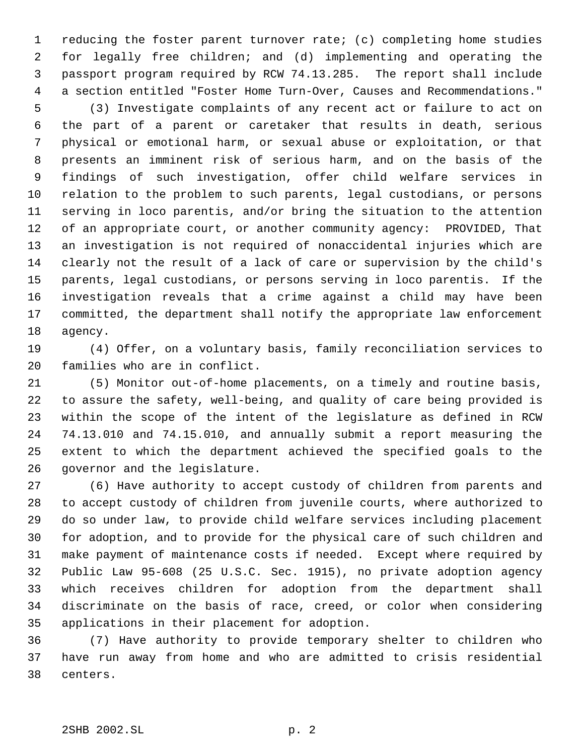reducing the foster parent turnover rate; (c) completing home studies for legally free children; and (d) implementing and operating the passport program required by RCW 74.13.285. The report shall include a section entitled "Foster Home Turn-Over, Causes and Recommendations."

(3) Investigate complaints of any recent act or failure to act on the part of a parent or caretaker that results in death, serious physical or emotional harm, or sexual abuse or exploitation, or that presents an imminent risk of serious harm, and on the basis of the findings of such investigation, offer child welfare services in relation to the problem to such parents, legal custodians, or persons serving in loco parentis, and/or bring the situation to the attention of an appropriate court, or another community agency: PROVIDED, That an investigation is not required of nonaccidental injuries which are clearly not the result of a lack of care or supervision by the child's parents, legal custodians, or persons serving in loco parentis. If the investigation reveals that a crime against a child may have been committed, the department shall notify the appropriate law enforcement agency.

(4) Offer, on a voluntary basis, family reconciliation services to families who are in conflict.

(5) Monitor out-of-home placements, on a timely and routine basis, to assure the safety, well-being, and quality of care being provided is within the scope of the intent of the legislature as defined in RCW 74.13.010 and 74.15.010, and annually submit a report measuring the extent to which the department achieved the specified goals to the governor and the legislature.

(6) Have authority to accept custody of children from parents and to accept custody of children from juvenile courts, where authorized to do so under law, to provide child welfare services including placement for adoption, and to provide for the physical care of such children and make payment of maintenance costs if needed. Except where required by Public Law 95-608 (25 U.S.C. Sec. 1915), no private adoption agency which receives children for adoption from the department shall discriminate on the basis of race, creed, or color when considering applications in their placement for adoption.

(7) Have authority to provide temporary shelter to children who have run away from home and who are admitted to crisis residential centers.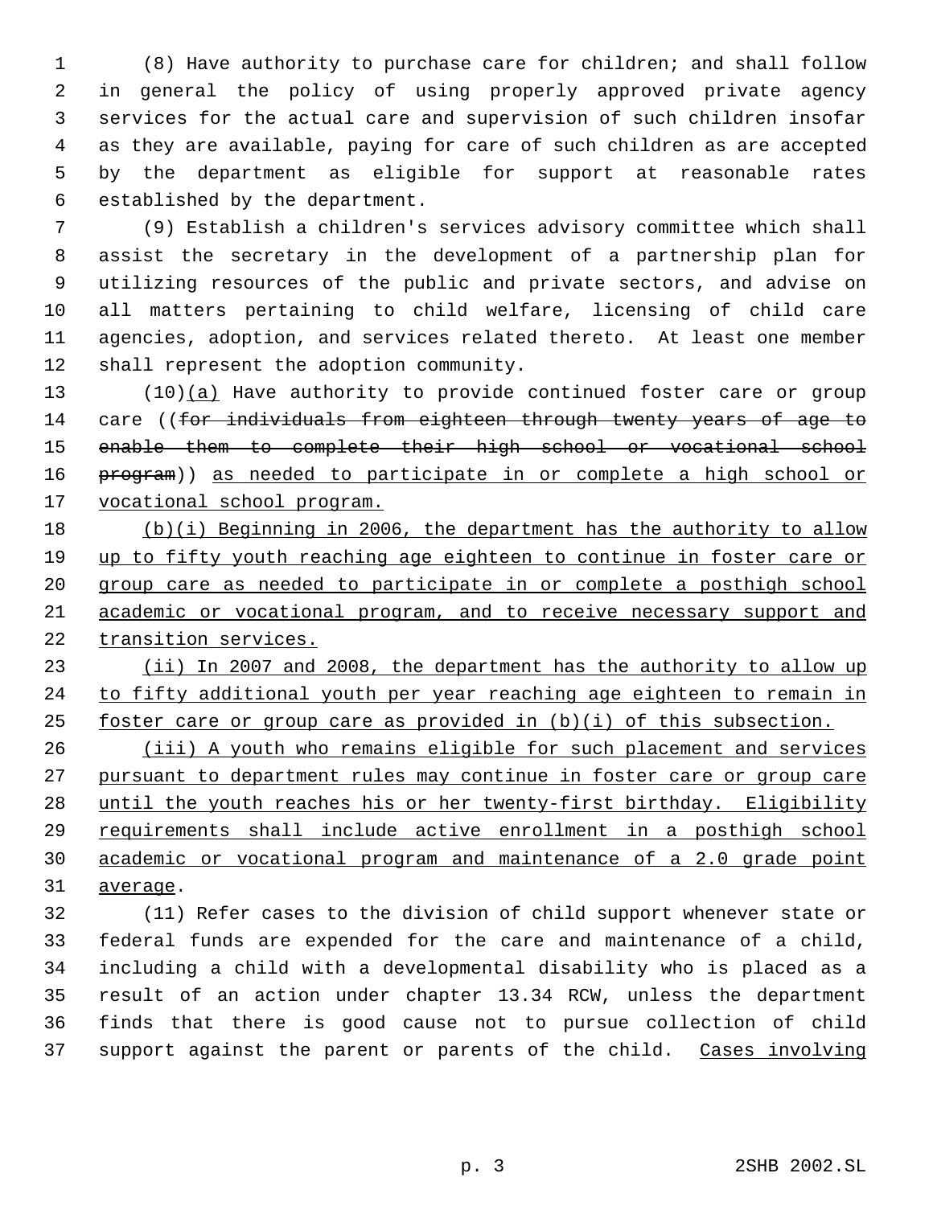(8) Have authority to purchase care for children; and shall follow in general the policy of using properly approved private agency services for the actual care and supervision of such children insofar as they are available, paying for care of such children as are accepted by the department as eligible for support at reasonable rates established by the department.

(9) Establish a children's services advisory committee which shall assist the secretary in the development of a partnership plan for utilizing resources of the public and private sectors, and advise on all matters pertaining to child welfare, licensing of child care agencies, adoption, and services related thereto. At least one member shall represent the adoption community.

(10)<u>(a)</u> Have authority to provide continued foster care or group care ((~~for individuals from eighteen through twenty years of age to enable them to complete their high school or vocational school program~~)) <u>as needed to participate in or complete a high school or vocational school program.</u>

<u>(b)(i) Beginning in 2006, the department has the authority to allow up to fifty youth reaching age eighteen to continue in foster care or group care as needed to participate in or complete a posthigh school academic or vocational program, and to receive necessary support and transition services.</u>

<u>(ii) In 2007 and 2008, the department has the authority to allow up to fifty additional youth per year reaching age eighteen to remain in foster care or group care as provided in (b)(i) of this subsection.</u>

<u>(iii) A youth who remains eligible for such placement and services pursuant to department rules may continue in foster care or group care until the youth reaches his or her twenty-first birthday. Eligibility requirements shall include active enrollment in a posthigh school academic or vocational program and maintenance of a 2.0 grade point average</u>.

(11) Refer cases to the division of child support whenever state or federal funds are expended for the care and maintenance of a child, including a child with a developmental disability who is placed as a result of an action under chapter 13.34 RCW, unless the department finds that there is good cause not to pursue collection of child support against the parent or parents of the child. <u>Cases involving</u>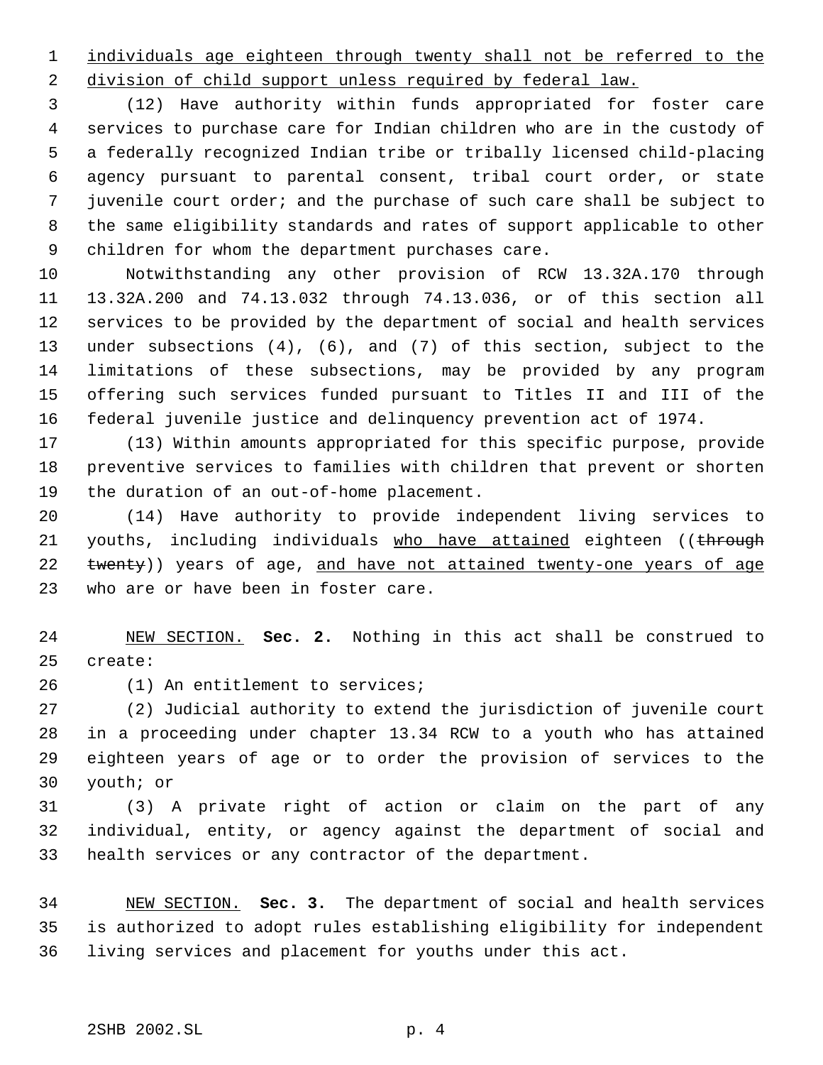individuals age eighteen through twenty shall not be referred to the division of child support unless required by federal law.

(12) Have authority within funds appropriated for foster care services to purchase care for Indian children who are in the custody of a federally recognized Indian tribe or tribally licensed child-placing agency pursuant to parental consent, tribal court order, or state juvenile court order; and the purchase of such care shall be subject to the same eligibility standards and rates of support applicable to other children for whom the department purchases care.

Notwithstanding any other provision of RCW 13.32A.170 through 13.32A.200 and 74.13.032 through 74.13.036, or of this section all services to be provided by the department of social and health services under subsections (4), (6), and (7) of this section, subject to the limitations of these subsections, may be provided by any program offering such services funded pursuant to Titles II and III of the federal juvenile justice and delinquency prevention act of 1974.

(13) Within amounts appropriated for this specific purpose, provide preventive services to families with children that prevent or shorten the duration of an out-of-home placement.

(14) Have authority to provide independent living services to youths, including individuals who have attained eighteen ((~~through twenty~~)) years of age, and have not attained twenty-one years of age who are or have been in foster care.

NEW SECTION. **Sec. 2.** Nothing in this act shall be construed to create:

(1) An entitlement to services;

(2) Judicial authority to extend the jurisdiction of juvenile court in a proceeding under chapter 13.34 RCW to a youth who has attained eighteen years of age or to order the provision of services to the youth; or

(3) A private right of action or claim on the part of any individual, entity, or agency against the department of social and health services or any contractor of the department.

NEW SECTION. **Sec. 3.** The department of social and health services is authorized to adopt rules establishing eligibility for independent living services and placement for youths under this act.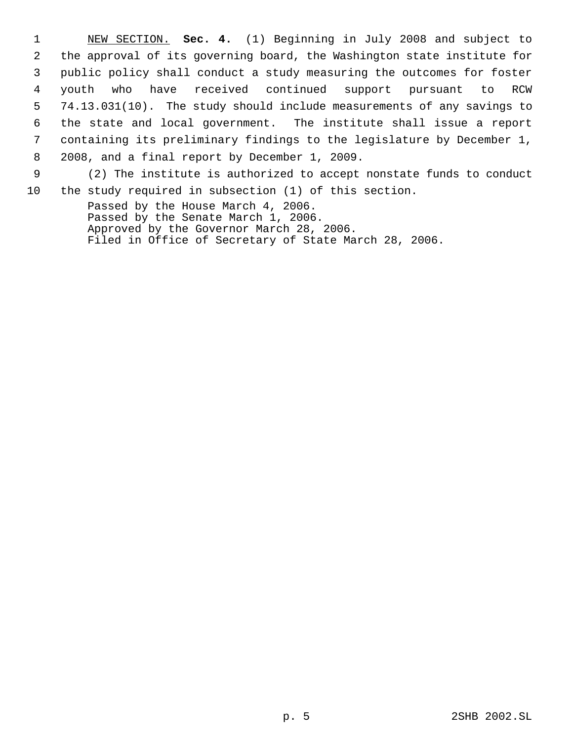NEW SECTION. **Sec. 4.** (1) Beginning in July 2008 and subject to the approval of its governing board, the Washington state institute for public policy shall conduct a study measuring the outcomes for foster youth who have received continued support pursuant to RCW 74.13.031(10). The study should include measurements of any savings to the state and local government. The institute shall issue a report containing its preliminary findings to the legislature by December 1, 2008, and a final report by December 1, 2009.

(2) The institute is authorized to accept nonstate funds to conduct the study required in subsection (1) of this section.

Passed by the House March 4, 2006.
Passed by the Senate March 1, 2006.
Approved by the Governor March 28, 2006.
Filed in Office of Secretary of State March 28, 2006.